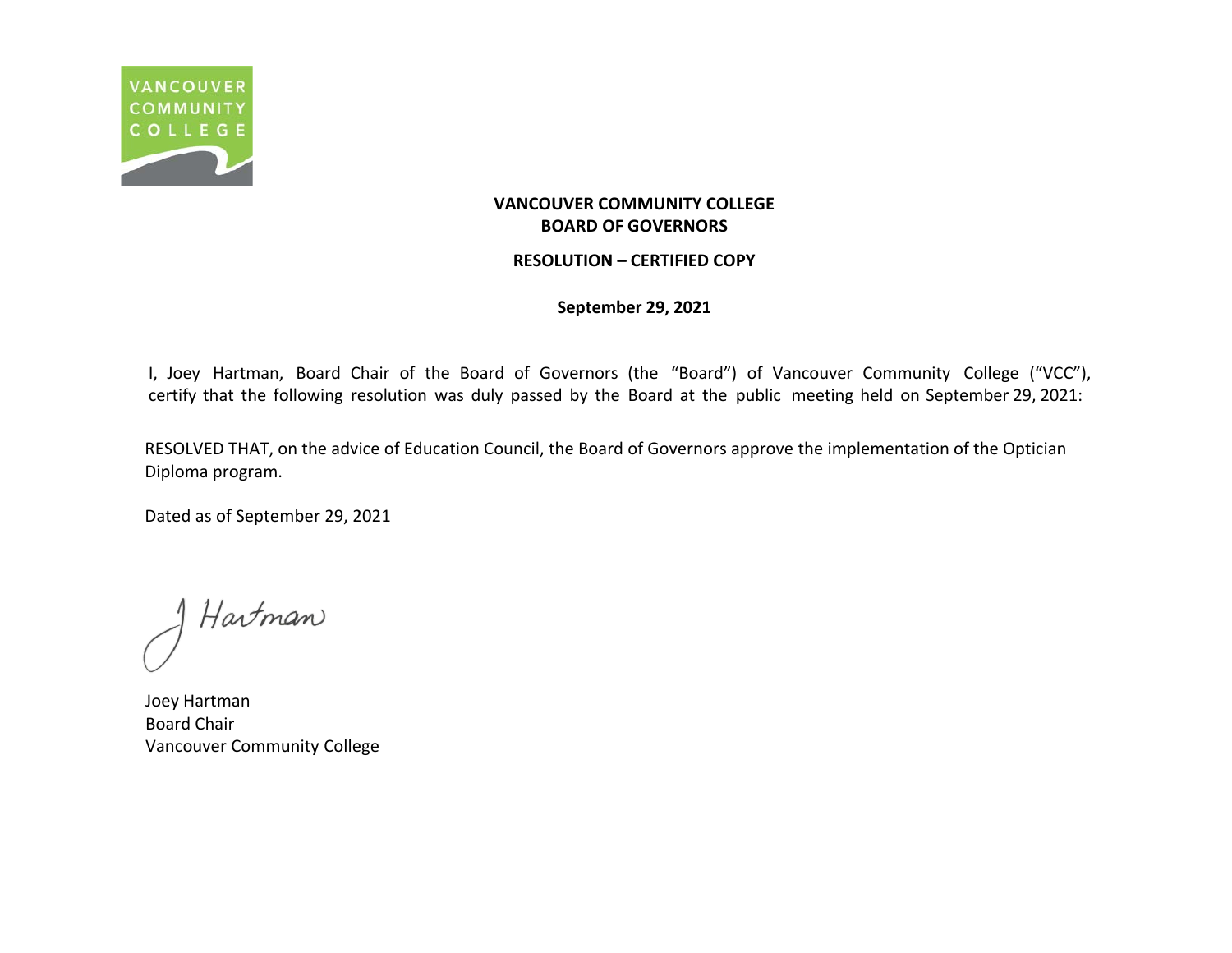**VANCOUVER COMMUNITY COLLEGE**
**BOARD OF GOVERNORS**

**RESOLUTION – CERTIFIED COPY**

**September 29, 2021**

I, Joey Hartman, Board Chair of the Board of Governors (the "Board") of Vancouver Community College ("VCC"), certify that the following resolution was duly passed by the Board at the public meeting held on September 29, 2021:

RESOLVED THAT, on the advice of Education Council, the Board of Governors approve the implementation of the Optician Diploma program.

Dated as of September 29, 2021

J Hartman

Joey Hartman
Board Chair
Vancouver Community College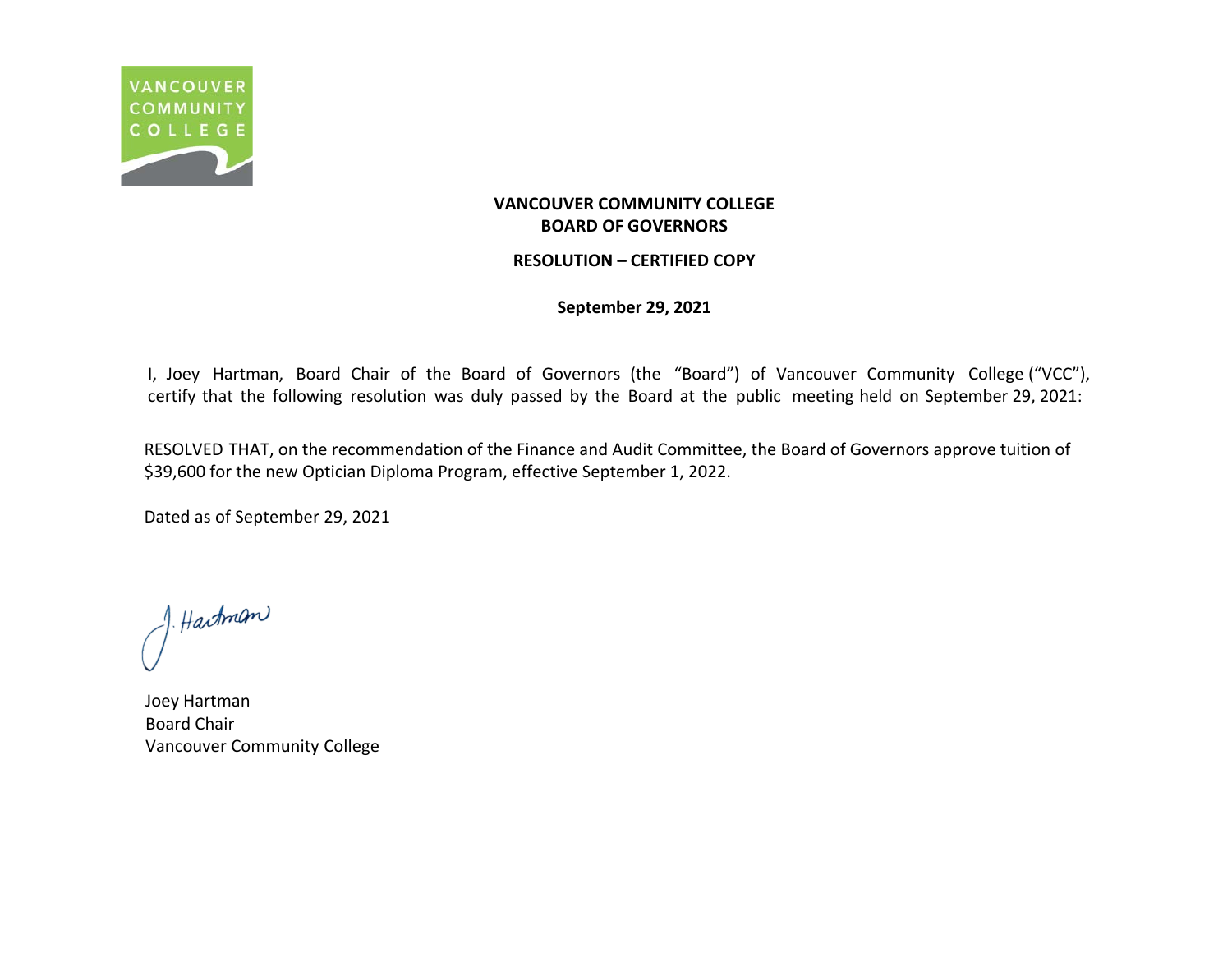**VANCOUVER COMMUNITY COLLEGE**
**BOARD OF GOVERNORS**

**RESOLUTION – CERTIFIED COPY**

**September 29, 2021**

I, Joey Hartman, Board Chair of the Board of Governors (the "Board") of Vancouver Community College ("VCC"), certify that the following resolution was duly passed by the Board at the public meeting held on September 29, 2021:

RESOLVED THAT, on the recommendation of the Finance and Audit Committee, the Board of Governors approve tuition of $39,600 for the new Optician Diploma Program, effective September 1, 2022.

Dated as of September 29, 2021

J. Hartman

Joey Hartman
Board Chair
Vancouver Community College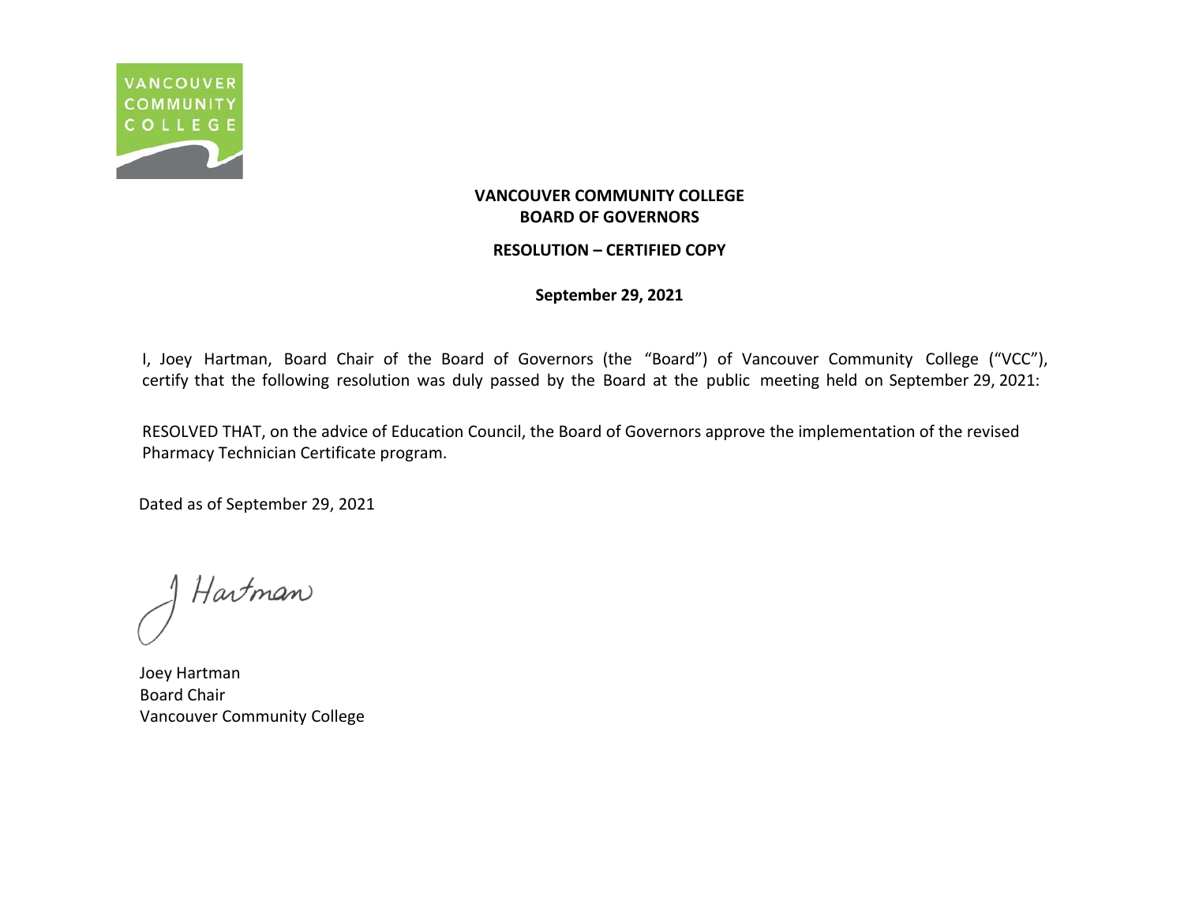VANCOUVER COMMUNITY COLLEGE

**VANCOUVER COMMUNITY COLLEGE**
**BOARD OF GOVERNORS**

**RESOLUTION – CERTIFIED COPY**

**September 29, 2021**

I, Joey Hartman, Board Chair of the Board of Governors (the "Board") of Vancouver Community College ("VCC"), certify that the following resolution was duly passed by the Board at the public meeting held on September 29, 2021:

RESOLVED THAT, on the advice of Education Council, the Board of Governors approve the implementation of the revised Pharmacy Technician Certificate program.

Dated as of September 29, 2021

J Hartman

Joey Hartman
Board Chair
Vancouver Community College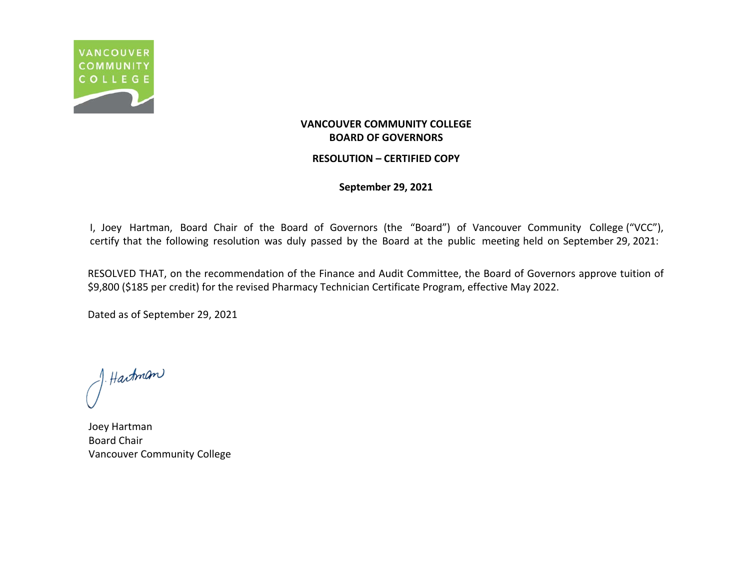VANCOUVER COMMUNITY COLLEGE

**VANCOUVER COMMUNITY COLLEGE**
**BOARD OF GOVERNORS**

**RESOLUTION – CERTIFIED COPY**

**September 29, 2021**

I, Joey Hartman, Board Chair of the Board of Governors (the "Board") of Vancouver Community College ("VCC"), certify that the following resolution was duly passed by the Board at the public meeting held on September 29, 2021:

RESOLVED THAT, on the recommendation of the Finance and Audit Committee, the Board of Governors approve tuition of $9,800 ($185 per credit) for the revised Pharmacy Technician Certificate Program, effective May 2022.

Dated as of September 29, 2021

J. Hartman

Joey Hartman
Board Chair
Vancouver Community College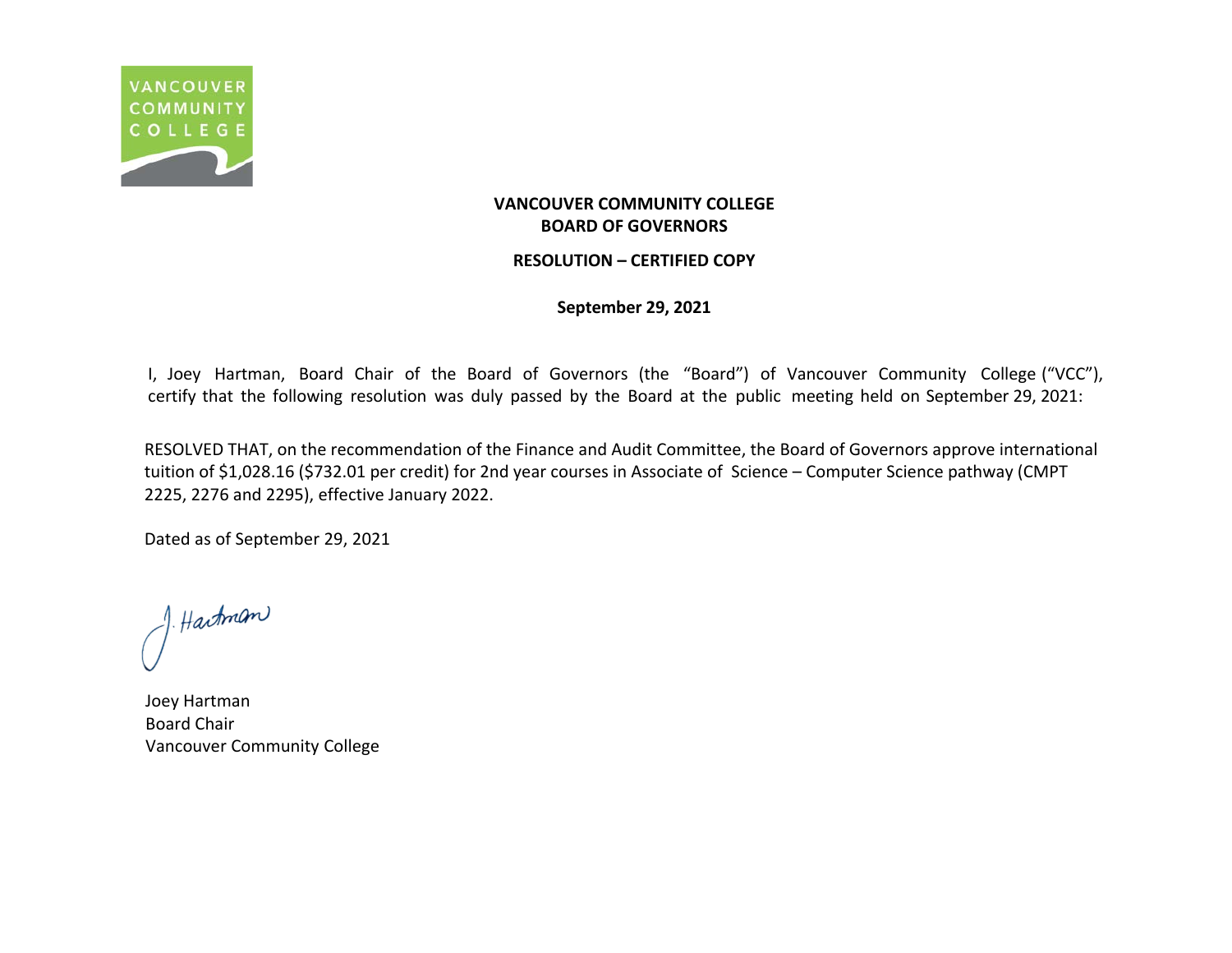**VANCOUVER COMMUNITY COLLEGE**
**BOARD OF GOVERNORS**

**RESOLUTION – CERTIFIED COPY**

**September 29, 2021**

I, Joey Hartman, Board Chair of the Board of Governors (the "Board") of Vancouver Community College ("VCC"), certify that the following resolution was duly passed by the Board at the public meeting held on September 29, 2021:

RESOLVED THAT, on the recommendation of the Finance and Audit Committee, the Board of Governors approve international tuition of $1,028.16 ($732.01 per credit) for 2nd year courses in Associate of Science – Computer Science pathway (CMPT 2225, 2276 and 2295), effective January 2022.

Dated as of September 29, 2021

J. Hartman

Joey Hartman
Board Chair
Vancouver Community College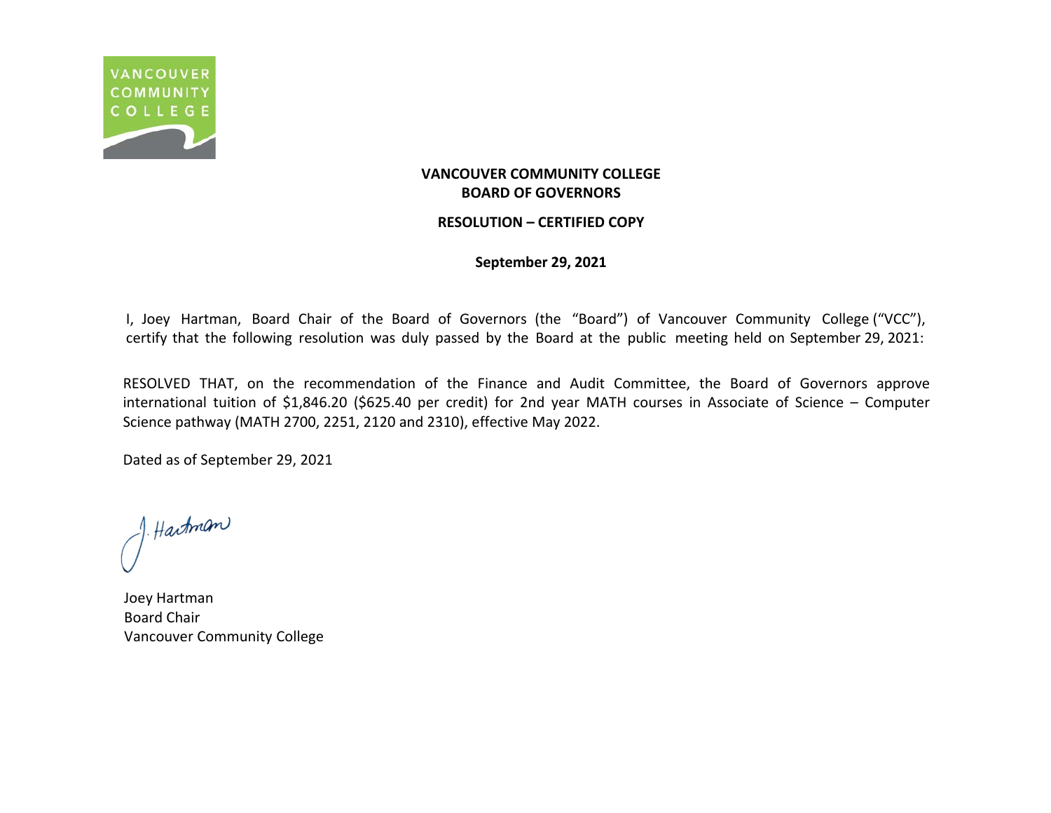**VANCOUVER COMMUNITY COLLEGE**
**BOARD OF GOVERNORS**

**RESOLUTION – CERTIFIED COPY**

**September 29, 2021**

I, Joey Hartman, Board Chair of the Board of Governors (the "Board") of Vancouver Community College ("VCC"), certify that the following resolution was duly passed by the Board at the public meeting held on September 29, 2021:

RESOLVED THAT, on the recommendation of the Finance and Audit Committee, the Board of Governors approve international tuition of $1,846.20 ($625.40 per credit) for 2nd year MATH courses in Associate of Science – Computer Science pathway (MATH 2700, 2251, 2120 and 2310), effective May 2022.

Dated as of September 29, 2021

J. Hartman

Joey Hartman
Board Chair
Vancouver Community College